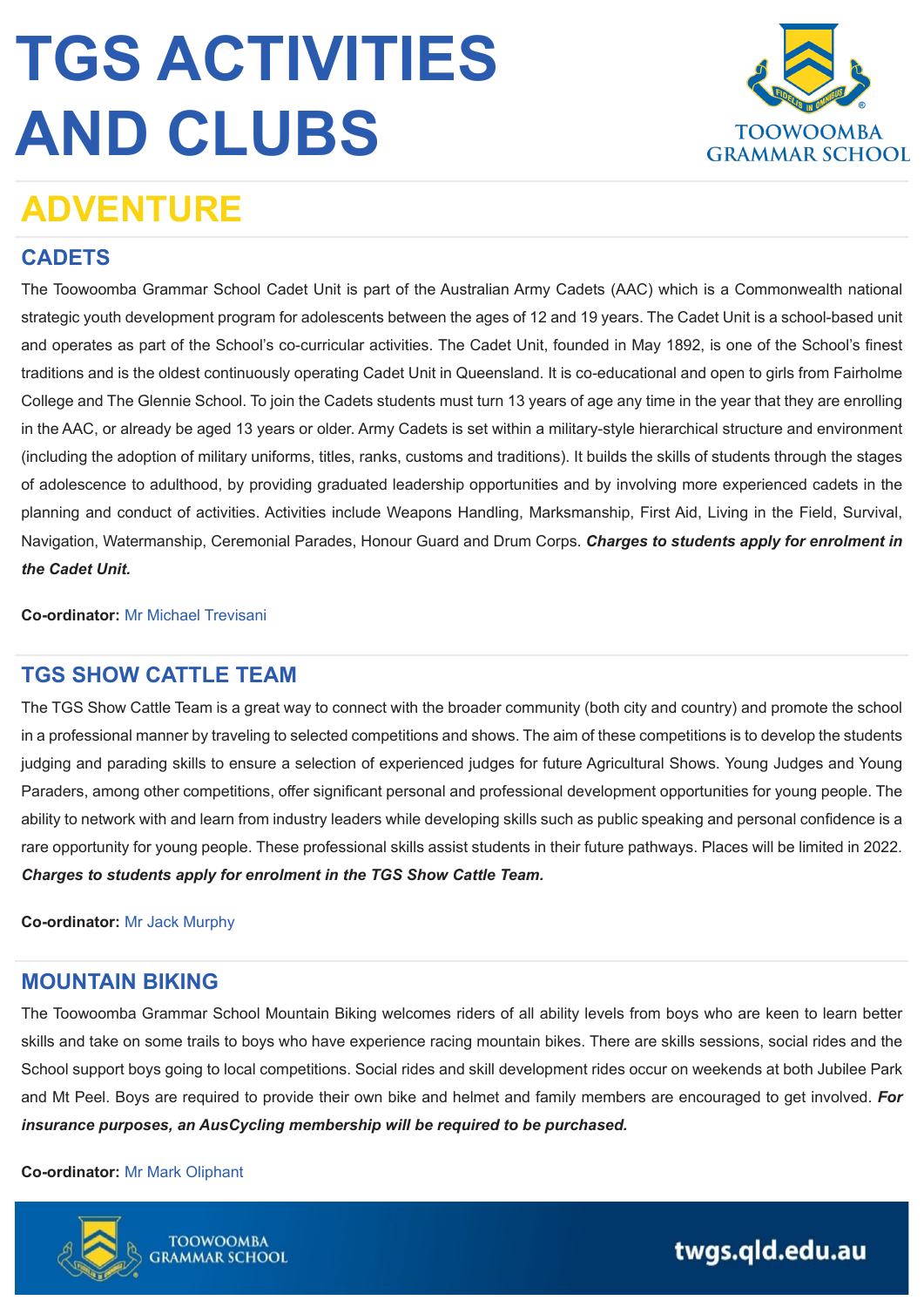# TGS ACTIVITIES AND CLUBS

## ADVENTURE

### CADETS

The Toowoomba Grammar School Cadet Unit is part of the Australian Army Cadets (AAC) which is a Commonwealth national strategic youth development program for adolescents between the ages of 12 and 19 years. The Cadet Unit is a school-based unit and operates as part of the School's co-curricular activities. The Cadet Unit, founded in May 1892, is one of the School's finest traditions and is the oldest continuously operating Cadet Unit in Queensland. It is co-educational and open to girls from Fairholme College and The Glennie School. To join the Cadets students must turn 13 years of age any time in the year that they are enrolling in the AAC, or already be aged 13 years or older. Army Cadets is set within a military-style hierarchical structure and environment (including the adoption of military uniforms, titles, ranks, customs and traditions). It builds the skills of students through the stages of adolescence to adulthood, by providing graduated leadership opportunities and by involving more experienced cadets in the planning and conduct of activities. Activities include Weapons Handling, Marksmanship, First Aid, Living in the Field, Survival, Navigation, Watermanship, Ceremonial Parades, Honour Guard and Drum Corps. ***Charges to students apply for enrolment in the Cadet Unit.***

**Co-ordinator:** Mr Michael Trevisani

### TGS SHOW CATTLE TEAM

The TGS Show Cattle Team is a great way to connect with the broader community (both city and country) and promote the school in a professional manner by traveling to selected competitions and shows. The aim of these competitions is to develop the students judging and parading skills to ensure a selection of experienced judges for future Agricultural Shows. Young Judges and Young Paraders, among other competitions, offer significant personal and professional development opportunities for young people. The ability to network with and learn from industry leaders while developing skills such as public speaking and personal confidence is a rare opportunity for young people. These professional skills assist students in their future pathways. Places will be limited in 2022. ***Charges to students apply for enrolment in the TGS Show Cattle Team.***

**Co-ordinator:** Mr Jack Murphy

### MOUNTAIN BIKING

The Toowoomba Grammar School Mountain Biking welcomes riders of all ability levels from boys who are keen to learn better skills and take on some trails to boys who have experience racing mountain bikes. There are skills sessions, social rides and the School support boys going to local competitions. Social rides and skill development rides occur on weekends at both Jubilee Park and Mt Peel. Boys are required to provide their own bike and helmet and family members are encouraged to get involved. ***For insurance purposes, an AusCycling membership will be required to be purchased.***

**Co-ordinator:** Mr Mark Oliphant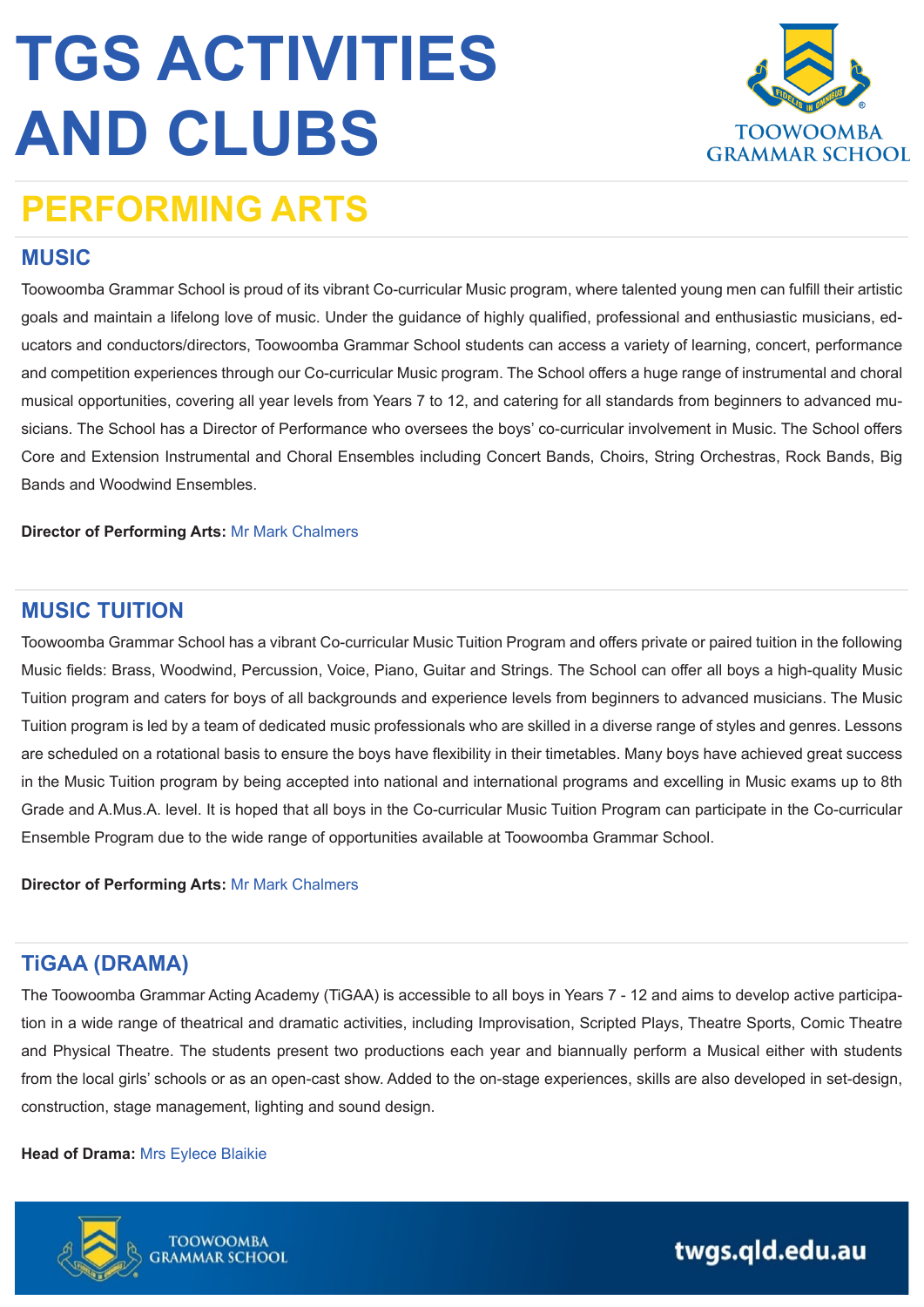# TGS ACTIVITIES AND CLUBS

## PERFORMING ARTS

### MUSIC

Toowoomba Grammar School is proud of its vibrant Co-curricular Music program, where talented young men can fulfill their artistic goals and maintain a lifelong love of music. Under the guidance of highly qualified, professional and enthusiastic musicians, educators and conductors/directors, Toowoomba Grammar School students can access a variety of learning, concert, performance and competition experiences through our Co-curricular Music program. The School offers a huge range of instrumental and choral musical opportunities, covering all year levels from Years 7 to 12, and catering for all standards from beginners to advanced musicians. The School has a Director of Performance who oversees the boys' co-curricular involvement in Music. The School offers Core and Extension Instrumental and Choral Ensembles including Concert Bands, Choirs, String Orchestras, Rock Bands, Big Bands and Woodwind Ensembles.

**Director of Performing Arts:** Mr Mark Chalmers

### MUSIC TUITION

Toowoomba Grammar School has a vibrant Co-curricular Music Tuition Program and offers private or paired tuition in the following Music fields: Brass, Woodwind, Percussion, Voice, Piano, Guitar and Strings. The School can offer all boys a high-quality Music Tuition program and caters for boys of all backgrounds and experience levels from beginners to advanced musicians. The Music Tuition program is led by a team of dedicated music professionals who are skilled in a diverse range of styles and genres. Lessons are scheduled on a rotational basis to ensure the boys have flexibility in their timetables. Many boys have achieved great success in the Music Tuition program by being accepted into national and international programs and excelling in Music exams up to 8th Grade and A.Mus.A. level. It is hoped that all boys in the Co-curricular Music Tuition Program can participate in the Co-curricular Ensemble Program due to the wide range of opportunities available at Toowoomba Grammar School.

**Director of Performing Arts:** Mr Mark Chalmers

### TiGAA (DRAMA)

The Toowoomba Grammar Acting Academy (TiGAA) is accessible to all boys in Years 7 - 12 and aims to develop active participation in a wide range of theatrical and dramatic activities, including Improvisation, Scripted Plays, Theatre Sports, Comic Theatre and Physical Theatre. The students present two productions each year and biannually perform a Musical either with students from the local girls' schools or as an open-cast show. Added to the on-stage experiences, skills are also developed in set-design, construction, stage management, lighting and sound design.

**Head of Drama:** Mrs Eylece Blaikie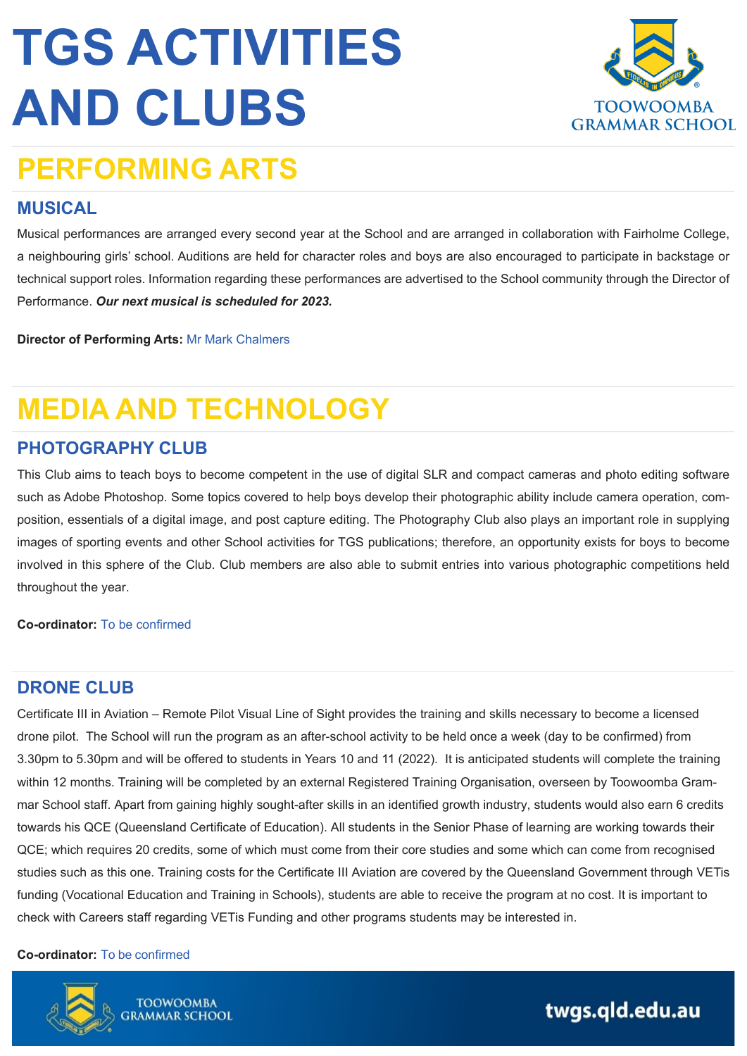# TGS ACTIVITIES AND CLUBS

## PERFORMING ARTS

### MUSICAL

Musical performances are arranged every second year at the School and are arranged in collaboration with Fairholme College, a neighbouring girls' school. Auditions are held for character roles and boys are also encouraged to participate in backstage or technical support roles. Information regarding these performances are advertised to the School community through the Director of Performance. ***Our next musical is scheduled for 2023.***

**Director of Performing Arts:** Mr Mark Chalmers

## MEDIA AND TECHNOLOGY

### PHOTOGRAPHY CLUB

This Club aims to teach boys to become competent in the use of digital SLR and compact cameras and photo editing software such as Adobe Photoshop. Some topics covered to help boys develop their photographic ability include camera operation, composition, essentials of a digital image, and post capture editing. The Photography Club also plays an important role in supplying images of sporting events and other School activities for TGS publications; therefore, an opportunity exists for boys to become involved in this sphere of the Club. Club members are also able to submit entries into various photographic competitions held throughout the year.

**Co-ordinator:** To be confirmed

### DRONE CLUB

Certificate III in Aviation – Remote Pilot Visual Line of Sight provides the training and skills necessary to become a licensed drone pilot. The School will run the program as an after-school activity to be held once a week (day to be confirmed) from 3.30pm to 5.30pm and will be offered to students in Years 10 and 11 (2022). It is anticipated students will complete the training within 12 months. Training will be completed by an external Registered Training Organisation, overseen by Toowoomba Grammar School staff. Apart from gaining highly sought-after skills in an identified growth industry, students would also earn 6 credits towards his QCE (Queensland Certificate of Education). All students in the Senior Phase of learning are working towards their QCE; which requires 20 credits, some of which must come from their core studies and some which can come from recognised studies such as this one. Training costs for the Certificate III Aviation are covered by the Queensland Government through VETis funding (Vocational Education and Training in Schools), students are able to receive the program at no cost. It is important to check with Careers staff regarding VETis Funding and other programs students may be interested in.

**Co-ordinator:** To be confirmed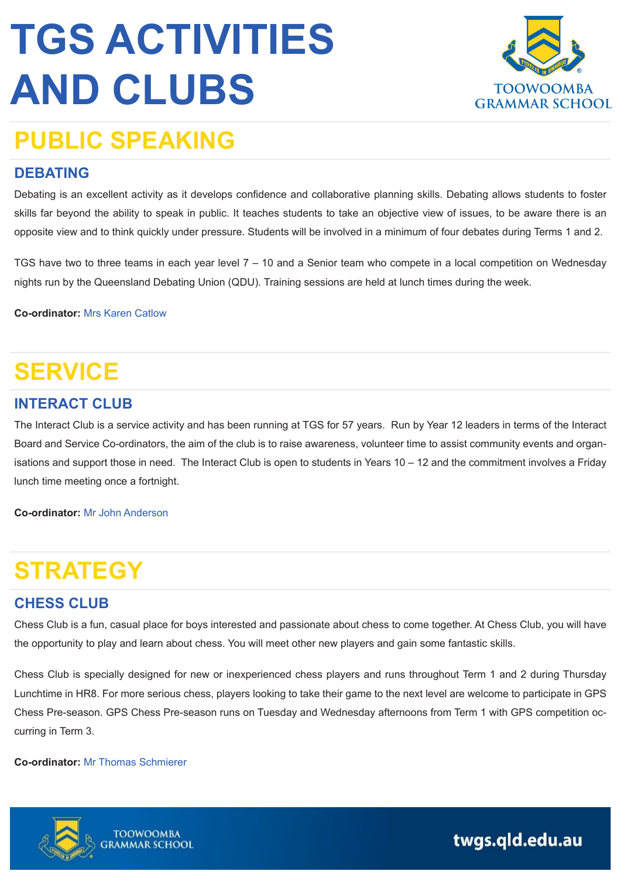# TGS ACTIVITIES AND CLUBS

## PUBLIC SPEAKING

### DEBATING

Debating is an excellent activity as it develops confidence and collaborative planning skills. Debating allows students to foster skills far beyond the ability to speak in public. It teaches students to take an objective view of issues, to be aware there is an opposite view and to think quickly under pressure. Students will be involved in a minimum of four debates during Terms 1 and 2.

TGS have two to three teams in each year level 7 – 10 and a Senior team who compete in a local competition on Wednesday nights run by the Queensland Debating Union (QDU). Training sessions are held at lunch times during the week.

**Co-ordinator:** Mrs Karen Catlow

## SERVICE

### INTERACT CLUB

The Interact Club is a service activity and has been running at TGS for 57 years. Run by Year 12 leaders in terms of the Interact Board and Service Co-ordinators, the aim of the club is to raise awareness, volunteer time to assist community events and organisations and support those in need. The Interact Club is open to students in Years 10 – 12 and the commitment involves a Friday lunch time meeting once a fortnight.

**Co-ordinator:** Mr John Anderson

## STRATEGY

### CHESS CLUB

Chess Club is a fun, casual place for boys interested and passionate about chess to come together. At Chess Club, you will have the opportunity to play and learn about chess. You will meet other new players and gain some fantastic skills.

Chess Club is specially designed for new or inexperienced chess players and runs throughout Term 1 and 2 during Thursday Lunchtime in HR8. For more serious chess, players looking to take their game to the next level are welcome to participate in GPS Chess Pre-season. GPS Chess Pre-season runs on Tuesday and Wednesday afternoons from Term 1 with GPS competition occurring in Term 3.

**Co-ordinator:** Mr Thomas Schmierer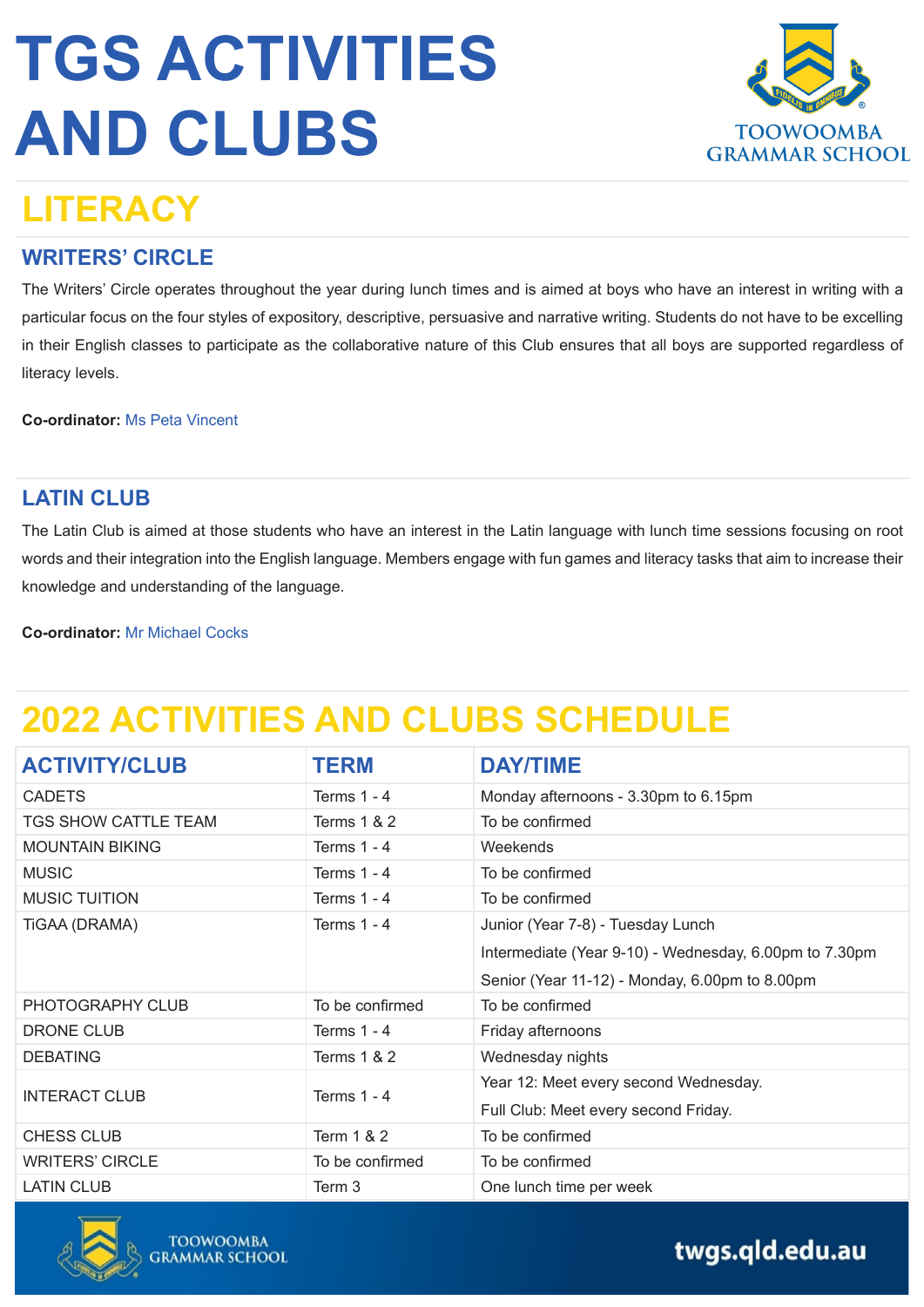# TGS ACTIVITIES AND CLUBS

## LITERACY

### WRITERS' CIRCLE

The Writers' Circle operates throughout the year during lunch times and is aimed at boys who have an interest in writing with a particular focus on the four styles of expository, descriptive, persuasive and narrative writing. Students do not have to be excelling in their English classes to participate as the collaborative nature of this Club ensures that all boys are supported regardless of literacy levels.

**Co-ordinator:** Ms Peta Vincent

### LATIN CLUB

The Latin Club is aimed at those students who have an interest in the Latin language with lunch time sessions focusing on root words and their integration into the English language. Members engage with fun games and literacy tasks that aim to increase their knowledge and understanding of the language.

**Co-ordinator:** Mr Michael Cocks

## 2022 ACTIVITIES AND CLUBS SCHEDULE

| ACTIVITY/CLUB | TERM | DAY/TIME |
|---|---|---|
| CADETS | Terms 1 - 4 | Monday afternoons - 3.30pm to 6.15pm |
| TGS SHOW CATTLE TEAM | Terms 1 & 2 | To be confirmed |
| MOUNTAIN BIKING | Terms 1 - 4 | Weekends |
| MUSIC | Terms 1 - 4 | To be confirmed |
| MUSIC TUITION | Terms 1 - 4 | To be confirmed |
| TiGAA (DRAMA) | Terms 1 - 4 | Junior (Year 7-8) - Tuesday Lunch<br>Intermediate (Year 9-10) - Wednesday, 6.00pm to 7.30pm<br>Senior (Year 11-12) - Monday, 6.00pm to 8.00pm |
| PHOTOGRAPHY CLUB | To be confirmed | To be confirmed |
| DRONE CLUB | Terms 1 - 4 | Friday afternoons |
| DEBATING | Terms 1 & 2 | Wednesday nights |
| INTERACT CLUB | Terms 1 - 4 | Year 12: Meet every second Wednesday.<br>Full Club: Meet every second Friday. |
| CHESS CLUB | Term 1 & 2 | To be confirmed |
| WRITERS' CIRCLE | To be confirmed | To be confirmed |
| LATIN CLUB | Term 3 | One lunch time per week |

twgs.qld.edu.au